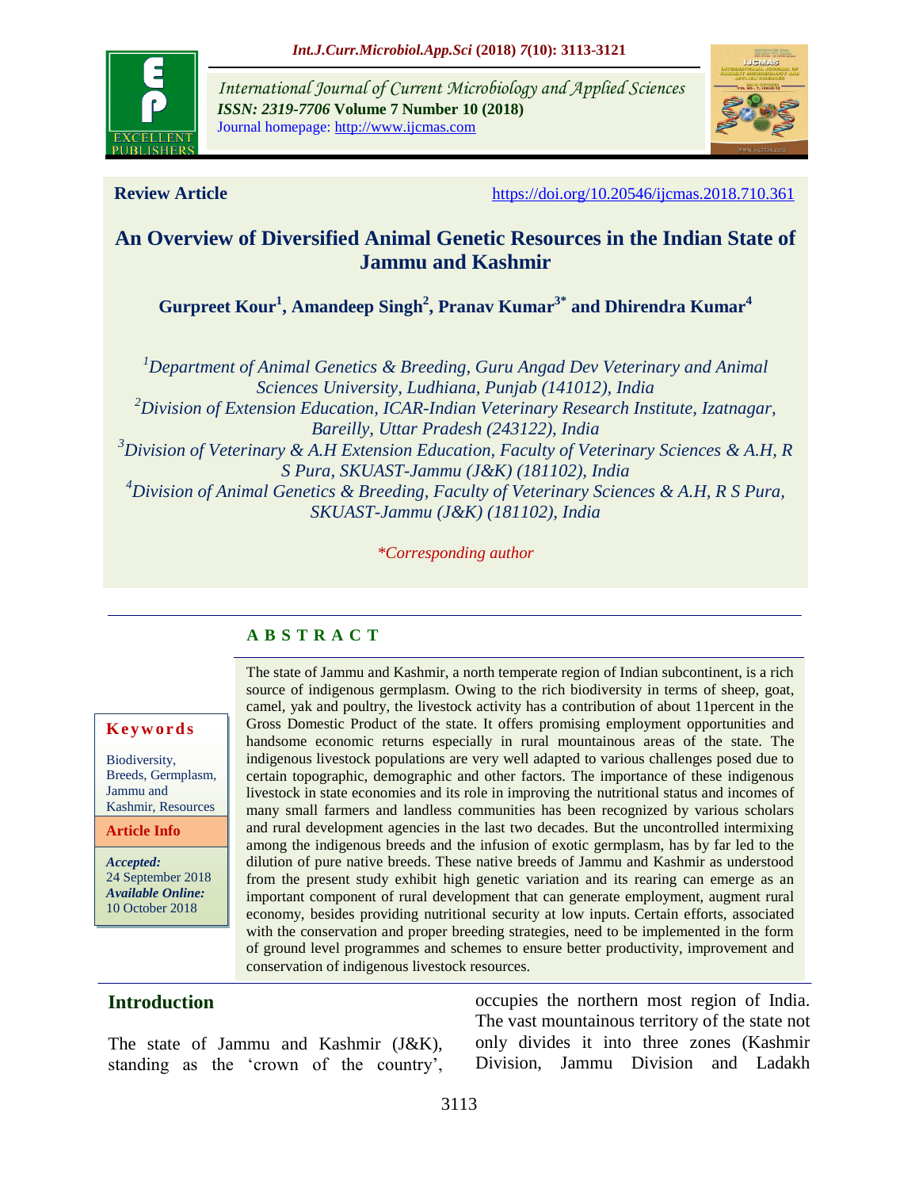**Review Article**

https://doi.org/10.20546/ijcmas.2018.710.361

# An Overview of Diversified Animal Genetic Resources in the Indian State of Jammu and Kashmir

**Gurpreet Kour[1], Amandeep Singh[2], Pranav Kumar[3]* and Dhirendra Kumar[4]**

[1]*Department of Animal Genetics & Breeding, Guru Angad Dev Veterinary and Animal Sciences University, Ludhiana, Punjab (141012), India*
[2]*Division of Extension Education, ICAR-Indian Veterinary Research Institute, Izatnagar, Bareilly, Uttar Pradesh (243122), India*
[3]*Division of Veterinary & A.H Extension Education, Faculty of Veterinary Sciences & A.H, R S Pura, SKUAST-Jammu (J&K) (181102), India*
[4]*Division of Animal Genetics & Breeding, Faculty of Veterinary Sciences & A.H, R S Pura, SKUAST-Jammu (J&K) (181102), India*

*\*Corresponding author*

## ABSTRACT

**Keywords**

Biodiversity, Breeds, Germplasm, Jammu and Kashmir, Resources

**Article Info**

***Accepted:*** 24 September 2018
***Available Online:*** 10 October 2018

The state of Jammu and Kashmir, a north temperate region of Indian subcontinent, is a rich source of indigenous germplasm. Owing to the rich biodiversity in terms of sheep, goat, camel, yak and poultry, the livestock activity has a contribution of about 11percent in the Gross Domestic Product of the state. It offers promising employment opportunities and handsome economic returns especially in rural mountainous areas of the state. The indigenous livestock populations are very well adapted to various challenges posed due to certain topographic, demographic and other factors. The importance of these indigenous livestock in state economies and its role in improving the nutritional status and incomes of many small farmers and landless communities has been recognized by various scholars and rural development agencies in the last two decades. But the uncontrolled intermixing among the indigenous breeds and the infusion of exotic germplasm, has by far led to the dilution of pure native breeds. These native breeds of Jammu and Kashmir as understood from the present study exhibit high genetic variation and its rearing can emerge as an important component of rural development that can generate employment, augment rural economy, besides providing nutritional security at low inputs. Certain efforts, associated with the conservation and proper breeding strategies, need to be implemented in the form of ground level programmes and schemes to ensure better productivity, improvement and conservation of indigenous livestock resources.

## Introduction

The state of Jammu and Kashmir (J&K), standing as the 'crown of the country', occupies the northern most region of India. The vast mountainous territory of the state not only divides it into three zones (Kashmir Division, Jammu Division and Ladakh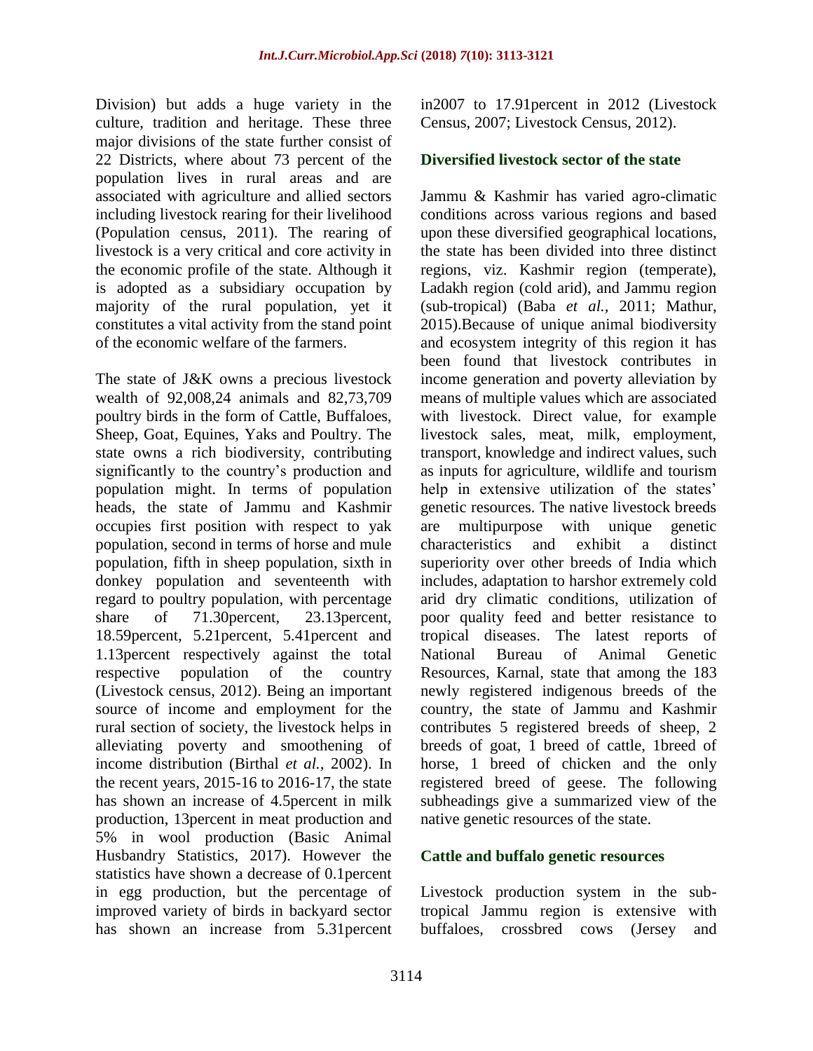Division) but adds a huge variety in the culture, tradition and heritage. These three major divisions of the state further consist of 22 Districts, where about 73 percent of the population lives in rural areas and are associated with agriculture and allied sectors including livestock rearing for their livelihood (Population census, 2011). The rearing of livestock is a very critical and core activity in the economic profile of the state. Although it is adopted as a subsidiary occupation by majority of the rural population, yet it constitutes a vital activity from the stand point of the economic welfare of the farmers.

The state of J&K owns a precious livestock wealth of 92,008,24 animals and 82,73,709 poultry birds in the form of Cattle, Buffaloes, Sheep, Goat, Equines, Yaks and Poultry. The state owns a rich biodiversity, contributing significantly to the country's production and population might. In terms of population heads, the state of Jammu and Kashmir occupies first position with respect to yak population, second in terms of horse and mule population, fifth in sheep population, sixth in donkey population and seventeenth with regard to poultry population, with percentage share of 71.30percent, 23.13percent, 18.59percent, 5.21percent, 5.41percent and 1.13percent respectively against the total respective population of the country (Livestock census, 2012). Being an important source of income and employment for the rural section of society, the livestock helps in alleviating poverty and smoothening of income distribution (Birthal *et al.,* 2002). In the recent years, 2015-16 to 2016-17, the state has shown an increase of 4.5percent in milk production, 13percent in meat production and 5% in wool production (Basic Animal Husbandry Statistics, 2017). However the statistics have shown a decrease of 0.1percent in egg production, but the percentage of improved variety of birds in backyard sector has shown an increase from 5.31percent in2007 to 17.91percent in 2012 (Livestock Census, 2007; Livestock Census, 2012).

## Diversified livestock sector of the state

Jammu & Kashmir has varied agro-climatic conditions across various regions and based upon these diversified geographical locations, the state has been divided into three distinct regions, viz. Kashmir region (temperate), Ladakh region (cold arid), and Jammu region (sub-tropical) (Baba *et al.,* 2011; Mathur, 2015).Because of unique animal biodiversity and ecosystem integrity of this region it has been found that livestock contributes in income generation and poverty alleviation by means of multiple values which are associated with livestock. Direct value, for example livestock sales, meat, milk, employment, transport, knowledge and indirect values, such as inputs for agriculture, wildlife and tourism help in extensive utilization of the states' genetic resources. The native livestock breeds are multipurpose with unique genetic characteristics and exhibit a distinct superiority over other breeds of India which includes, adaptation to harshor extremely cold arid dry climatic conditions, utilization of poor quality feed and better resistance to tropical diseases. The latest reports of National Bureau of Animal Genetic Resources, Karnal, state that among the 183 newly registered indigenous breeds of the country, the state of Jammu and Kashmir contributes 5 registered breeds of sheep, 2 breeds of goat, 1 breed of cattle, 1breed of horse, 1 breed of chicken and the only registered breed of geese. The following subheadings give a summarized view of the native genetic resources of the state.

## Cattle and buffalo genetic resources

Livestock production system in the sub-tropical Jammu region is extensive with buffaloes, crossbred cows (Jersey and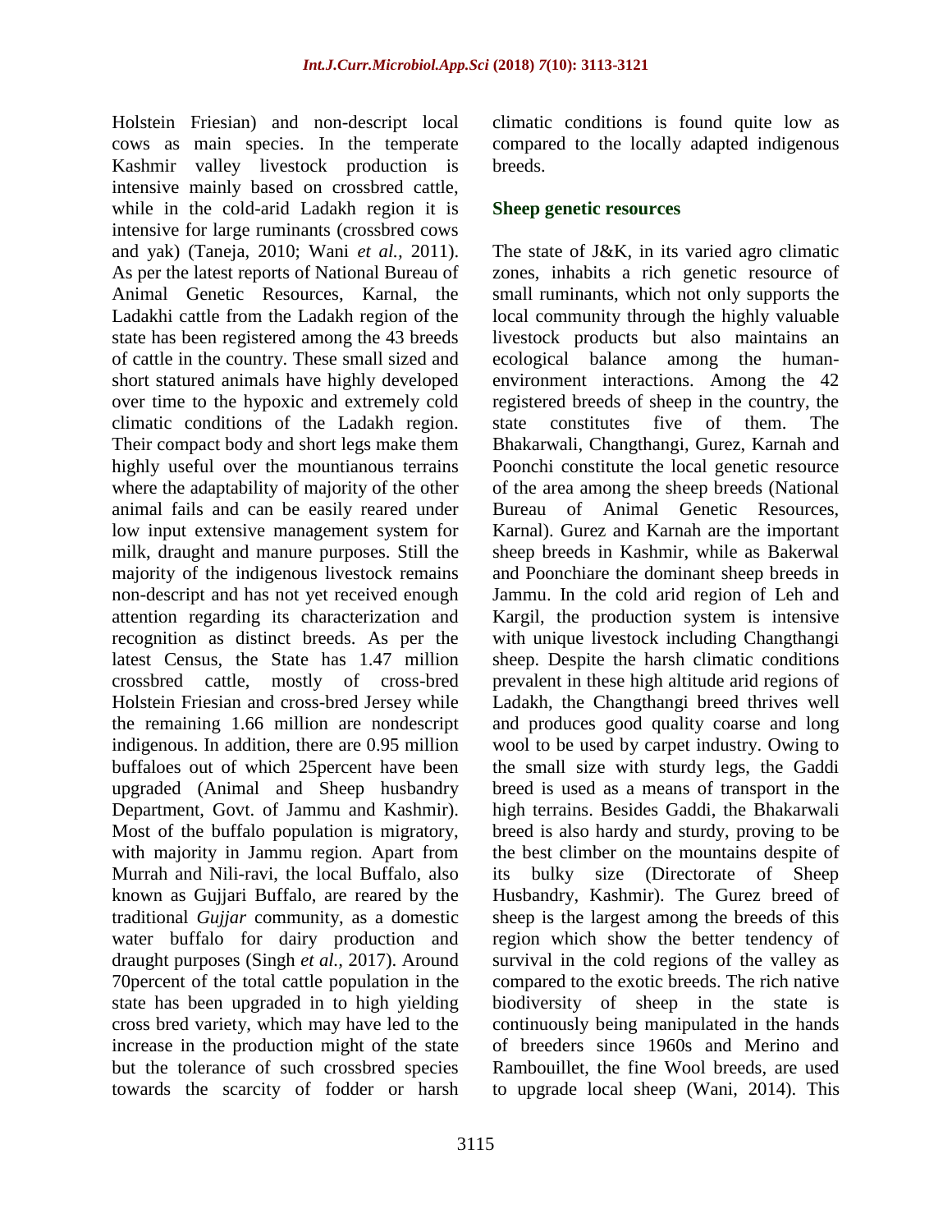Holstein Friesian) and non-descript local cows as main species. In the temperate Kashmir valley livestock production is intensive mainly based on crossbred cattle, while in the cold-arid Ladakh region it is intensive for large ruminants (crossbred cows and yak) (Taneja, 2010; Wani *et al.,* 2011). As per the latest reports of National Bureau of Animal Genetic Resources, Karnal, the Ladakhi cattle from the Ladakh region of the state has been registered among the 43 breeds of cattle in the country. These small sized and short statured animals have highly developed over time to the hypoxic and extremely cold climatic conditions of the Ladakh region. Their compact body and short legs make them highly useful over the mountianous terrains where the adaptability of majority of the other animal fails and can be easily reared under low input extensive management system for milk, draught and manure purposes. Still the majority of the indigenous livestock remains non-descript and has not yet received enough attention regarding its characterization and recognition as distinct breeds. As per the latest Census, the State has 1.47 million crossbred cattle, mostly of cross-bred Holstein Friesian and cross-bred Jersey while the remaining 1.66 million are nondescript indigenous. In addition, there are 0.95 million buffaloes out of which 25percent have been upgraded (Animal and Sheep husbandry Department, Govt. of Jammu and Kashmir). Most of the buffalo population is migratory, with majority in Jammu region. Apart from Murrah and Nili-ravi, the local Buffalo, also known as Gujjari Buffalo, are reared by the traditional *Gujjar* community, as a domestic water buffalo for dairy production and draught purposes (Singh *et al.,* 2017). Around 70percent of the total cattle population in the state has been upgraded in to high yielding cross bred variety, which may have led to the increase in the production might of the state but the tolerance of such crossbred species towards the scarcity of fodder or harsh climatic conditions is found quite low as compared to the locally adapted indigenous breeds.

## Sheep genetic resources

The state of J&K, in its varied agro climatic zones, inhabits a rich genetic resource of small ruminants, which not only supports the local community through the highly valuable livestock products but also maintains an ecological balance among the human-environment interactions. Among the 42 registered breeds of sheep in the country, the state constitutes five of them. The Bhakarwali, Changthangi, Gurez, Karnah and Poonchi constitute the local genetic resource of the area among the sheep breeds (National Bureau of Animal Genetic Resources, Karnal). Gurez and Karnah are the important sheep breeds in Kashmir, while as Bakerwal and Poonchiare the dominant sheep breeds in Jammu. In the cold arid region of Leh and Kargil, the production system is intensive with unique livestock including Changthangi sheep. Despite the harsh climatic conditions prevalent in these high altitude arid regions of Ladakh, the Changthangi breed thrives well and produces good quality coarse and long wool to be used by carpet industry. Owing to the small size with sturdy legs, the Gaddi breed is used as a means of transport in the high terrains. Besides Gaddi, the Bhakarwali breed is also hardy and sturdy, proving to be the best climber on the mountains despite of its bulky size (Directorate of Sheep Husbandry, Kashmir). The Gurez breed of sheep is the largest among the breeds of this region which show the better tendency of survival in the cold regions of the valley as compared to the exotic breeds. The rich native biodiversity of sheep in the state is continuously being manipulated in the hands of breeders since 1960s and Merino and Rambouillet, the fine Wool breeds, are used to upgrade local sheep (Wani, 2014). This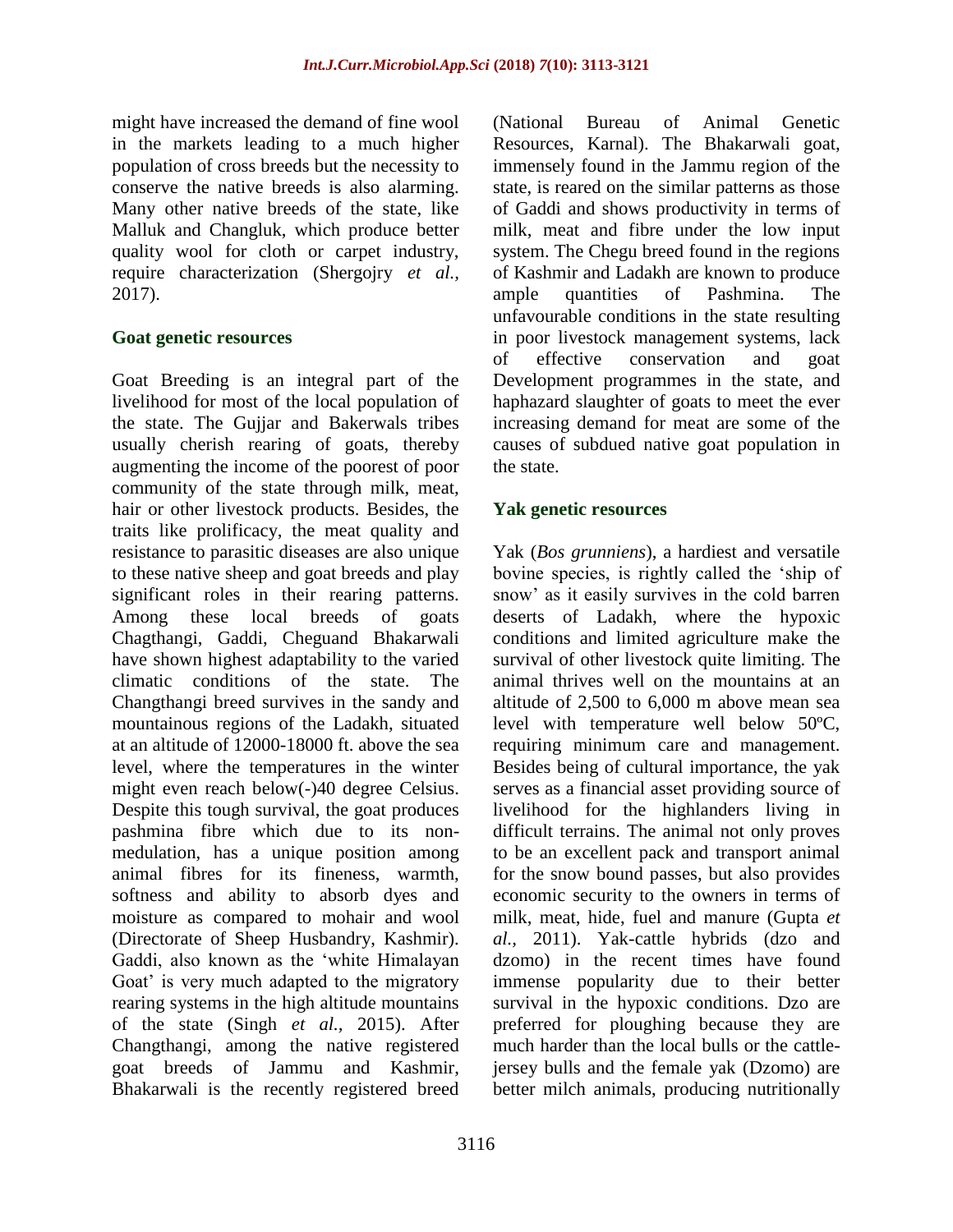might have increased the demand of fine wool in the markets leading to a much higher population of cross breeds but the necessity to conserve the native breeds is also alarming. Many other native breeds of the state, like Malluk and Changluk, which produce better quality wool for cloth or carpet industry, require characterization (Shergojry *et al.,* 2017).

## Goat genetic resources

Goat Breeding is an integral part of the livelihood for most of the local population of the state. The Gujjar and Bakerwals tribes usually cherish rearing of goats, thereby augmenting the income of the poorest of poor community of the state through milk, meat, hair or other livestock products. Besides, the traits like prolificacy, the meat quality and resistance to parasitic diseases are also unique to these native sheep and goat breeds and play significant roles in their rearing patterns. Among these local breeds of goats Chagthangi, Gaddi, Cheguand Bhakarwali have shown highest adaptability to the varied climatic conditions of the state. The Changthangi breed survives in the sandy and mountainous regions of the Ladakh, situated at an altitude of 12000-18000 ft. above the sea level, where the temperatures in the winter might even reach below(-)40 degree Celsius. Despite this tough survival, the goat produces pashmina fibre which due to its non-medulation, has a unique position among animal fibres for its fineness, warmth, softness and ability to absorb dyes and moisture as compared to mohair and wool (Directorate of Sheep Husbandry, Kashmir). Gaddi, also known as the 'white Himalayan Goat' is very much adapted to the migratory rearing systems in the high altitude mountains of the state (Singh *et al.,* 2015). After Changthangi, among the native registered goat breeds of Jammu and Kashmir, Bhakarwali is the recently registered breed (National Bureau of Animal Genetic Resources, Karnal). The Bhakarwali goat, immensely found in the Jammu region of the state, is reared on the similar patterns as those of Gaddi and shows productivity in terms of milk, meat and fibre under the low input system. The Chegu breed found in the regions of Kashmir and Ladakh are known to produce ample quantities of Pashmina. The unfavourable conditions in the state resulting in poor livestock management systems, lack of effective conservation and goat Development programmes in the state, and haphazard slaughter of goats to meet the ever increasing demand for meat are some of the causes of subdued native goat population in the state.

## Yak genetic resources

Yak (*Bos grunniens*), a hardiest and versatile bovine species, is rightly called the 'ship of snow' as it easily survives in the cold barren deserts of Ladakh, where the hypoxic conditions and limited agriculture make the survival of other livestock quite limiting. The animal thrives well on the mountains at an altitude of 2,500 to 6,000 m above mean sea level with temperature well below 50ºC, requiring minimum care and management. Besides being of cultural importance, the yak serves as a financial asset providing source of livelihood for the highlanders living in difficult terrains. The animal not only proves to be an excellent pack and transport animal for the snow bound passes, but also provides economic security to the owners in terms of milk, meat, hide, fuel and manure (Gupta *et al.,* 2011). Yak-cattle hybrids (dzo and dzomo) in the recent times have found immense popularity due to their better survival in the hypoxic conditions. Dzo are preferred for ploughing because they are much harder than the local bulls or the cattle-jersey bulls and the female yak (Dzomo) are better milch animals, producing nutritionally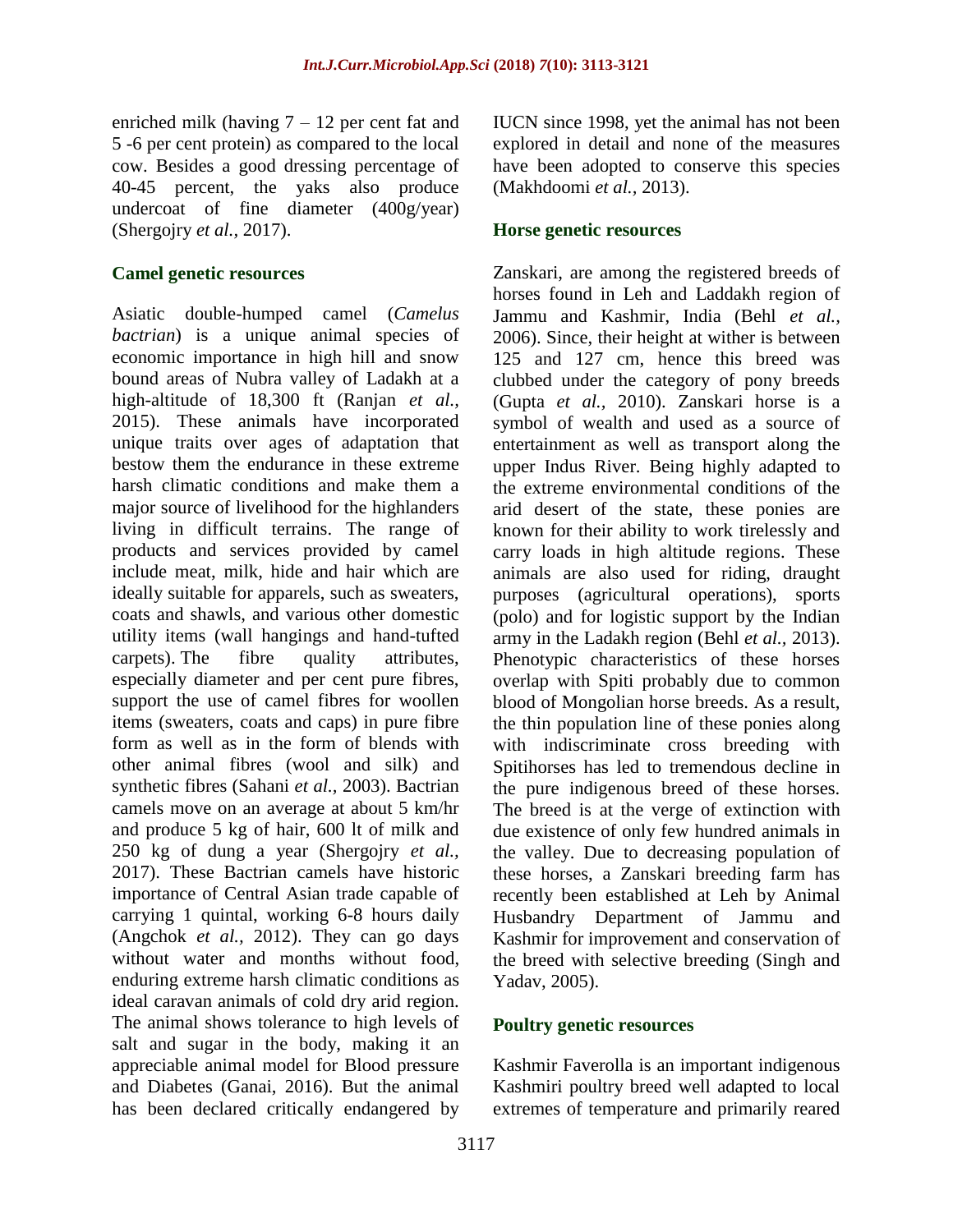enriched milk (having 7 – 12 per cent fat and 5 -6 per cent protein) as compared to the local cow. Besides a good dressing percentage of 40-45 percent, the yaks also produce undercoat of fine diameter (400g/year) (Shergojry *et al.,* 2017).

## Camel genetic resources

Asiatic double-humped camel (*Camelus bactrian*) is a unique animal species of economic importance in high hill and snow bound areas of Nubra valley of Ladakh at a high-altitude of 18,300 ft (Ranjan *et al.,* 2015). These animals have incorporated unique traits over ages of adaptation that bestow them the endurance in these extreme harsh climatic conditions and make them a major source of livelihood for the highlanders living in difficult terrains. The range of products and services provided by camel include meat, milk, hide and hair which are ideally suitable for apparels, such as sweaters, coats and shawls, and various other domestic utility items (wall hangings and hand-tufted carpets). The fibre quality attributes, especially diameter and per cent pure fibres, support the use of camel fibres for woollen items (sweaters, coats and caps) in pure fibre form as well as in the form of blends with other animal fibres (wool and silk) and synthetic fibres (Sahani *et al.,* 2003). Bactrian camels move on an average at about 5 km/hr and produce 5 kg of hair, 600 lt of milk and 250 kg of dung a year (Shergojry *et al.,* 2017). These Bactrian camels have historic importance of Central Asian trade capable of carrying 1 quintal, working 6-8 hours daily (Angchok *et al.,* 2012). They can go days without water and months without food, enduring extreme harsh climatic conditions as ideal caravan animals of cold dry arid region. The animal shows tolerance to high levels of salt and sugar in the body, making it an appreciable animal model for Blood pressure and Diabetes (Ganai, 2016). But the animal has been declared critically endangered by IUCN since 1998, yet the animal has not been explored in detail and none of the measures have been adopted to conserve this species (Makhdoomi *et al.,* 2013).

## Horse genetic resources

Zanskari, are among the registered breeds of horses found in Leh and Laddakh region of Jammu and Kashmir, India (Behl *et al.,* 2006). Since, their height at wither is between 125 and 127 cm, hence this breed was clubbed under the category of pony breeds (Gupta *et al.,* 2010). Zanskari horse is a symbol of wealth and used as a source of entertainment as well as transport along the upper Indus River. Being highly adapted to the extreme environmental conditions of the arid desert of the state, these ponies are known for their ability to work tirelessly and carry loads in high altitude regions. These animals are also used for riding, draught purposes (agricultural operations), sports (polo) and for logistic support by the Indian army in the Ladakh region (Behl *et al.,* 2013). Phenotypic characteristics of these horses overlap with Spiti probably due to common blood of Mongolian horse breeds. As a result, the thin population line of these ponies along with indiscriminate cross breeding with Spitihorses has led to tremendous decline in the pure indigenous breed of these horses. The breed is at the verge of extinction with due existence of only few hundred animals in the valley. Due to decreasing population of these horses, a Zanskari breeding farm has recently been established at Leh by Animal Husbandry Department of Jammu and Kashmir for improvement and conservation of the breed with selective breeding (Singh and Yadav, 2005).

## Poultry genetic resources

Kashmir Faverolla is an important indigenous Kashmiri poultry breed well adapted to local extremes of temperature and primarily reared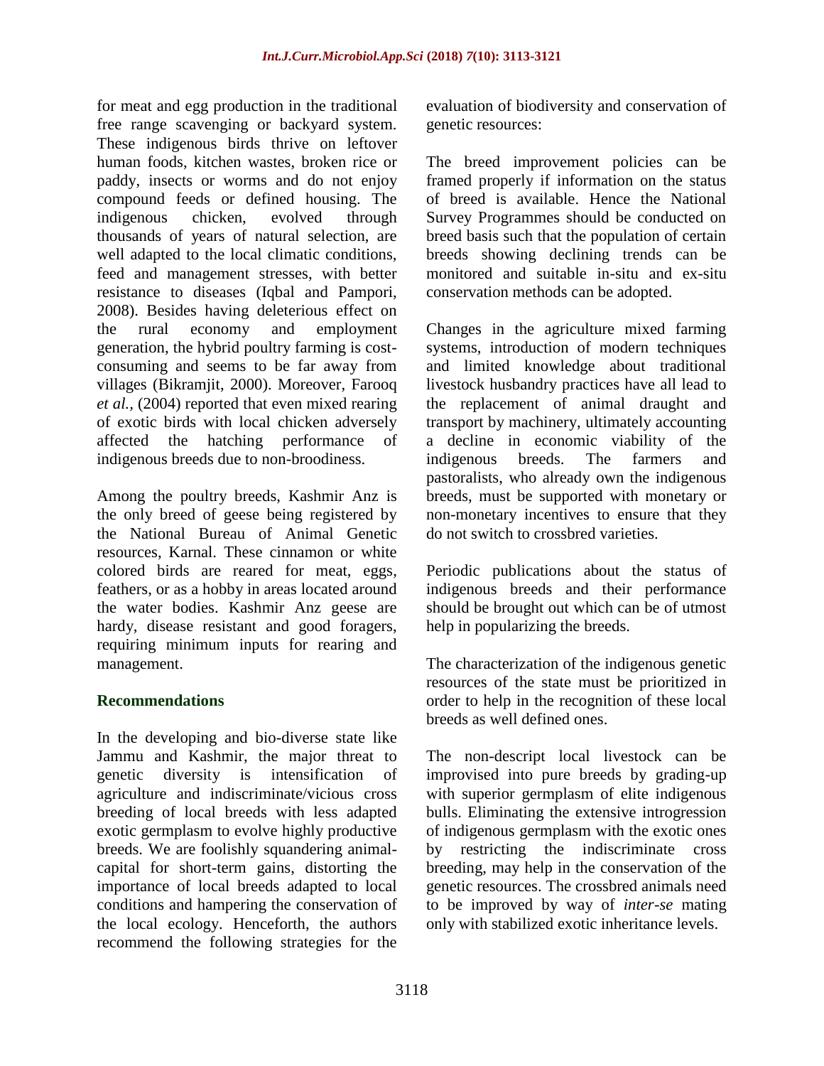for meat and egg production in the traditional free range scavenging or backyard system. These indigenous birds thrive on leftover human foods, kitchen wastes, broken rice or paddy, insects or worms and do not enjoy compound feeds or defined housing. The indigenous chicken, evolved through thousands of years of natural selection, are well adapted to the local climatic conditions, feed and management stresses, with better resistance to diseases (Iqbal and Pampori, 2008). Besides having deleterious effect on the rural economy and employment generation, the hybrid poultry farming is cost-consuming and seems to be far away from villages (Bikramjit, 2000). Moreover, Farooq *et al.,* (2004) reported that even mixed rearing of exotic birds with local chicken adversely affected the hatching performance of indigenous breeds due to non-broodiness.

Among the poultry breeds, Kashmir Anz is the only breed of geese being registered by the National Bureau of Animal Genetic resources, Karnal. These cinnamon or white colored birds are reared for meat, eggs, feathers, or as a hobby in areas located around the water bodies. Kashmir Anz geese are hardy, disease resistant and good foragers, requiring minimum inputs for rearing and management.

## Recommendations

In the developing and bio-diverse state like Jammu and Kashmir, the major threat to genetic diversity is intensification of agriculture and indiscriminate/vicious cross breeding of local breeds with less adapted exotic germplasm to evolve highly productive breeds. We are foolishly squandering animal-capital for short-term gains, distorting the importance of local breeds adapted to local conditions and hampering the conservation of the local ecology. Henceforth, the authors recommend the following strategies for the evaluation of biodiversity and conservation of genetic resources:

The breed improvement policies can be framed properly if information on the status of breed is available. Hence the National Survey Programmes should be conducted on breed basis such that the population of certain breeds showing declining trends can be monitored and suitable in-situ and ex-situ conservation methods can be adopted.

Changes in the agriculture mixed farming systems, introduction of modern techniques and limited knowledge about traditional livestock husbandry practices have all lead to the replacement of animal draught and transport by machinery, ultimately accounting a decline in economic viability of the indigenous breeds. The farmers and pastoralists, who already own the indigenous breeds, must be supported with monetary or non-monetary incentives to ensure that they do not switch to crossbred varieties.

Periodic publications about the status of indigenous breeds and their performance should be brought out which can be of utmost help in popularizing the breeds.

The characterization of the indigenous genetic resources of the state must be prioritized in order to help in the recognition of these local breeds as well defined ones.

The non-descript local livestock can be improvised into pure breeds by grading-up with superior germplasm of elite indigenous bulls. Eliminating the extensive introgression of indigenous germplasm with the exotic ones by restricting the indiscriminate cross breeding, may help in the conservation of the genetic resources. The crossbred animals need to be improved by way of *inter-se* mating only with stabilized exotic inheritance levels.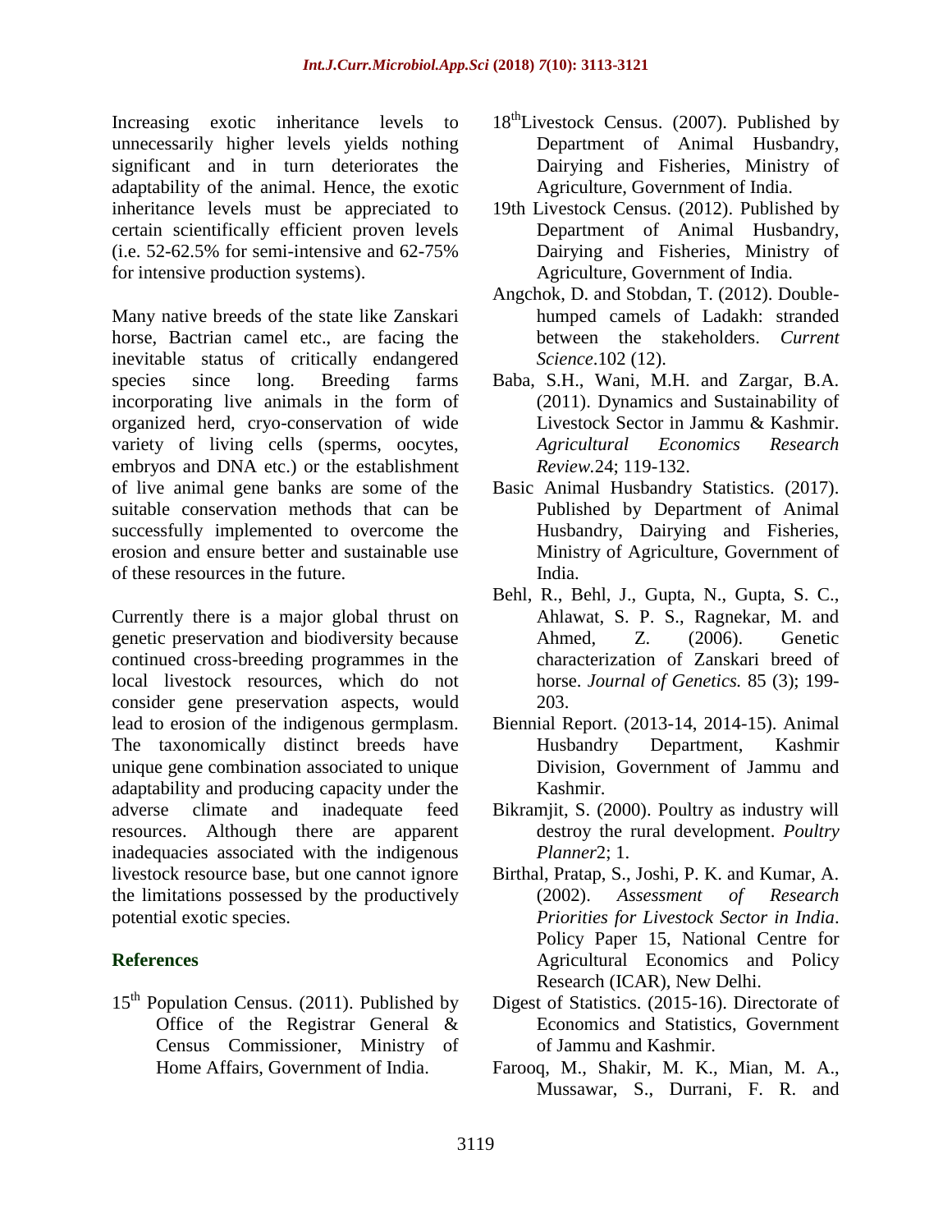Increasing exotic inheritance levels to unnecessarily higher levels yields nothing significant and in turn deteriorates the adaptability of the animal. Hence, the exotic inheritance levels must be appreciated to certain scientifically efficient proven levels (i.e. 52-62.5% for semi-intensive and 62-75% for intensive production systems).

Many native breeds of the state like Zanskari horse, Bactrian camel etc., are facing the inevitable status of critically endangered species since long. Breeding farms incorporating live animals in the form of organized herd, cryo-conservation of wide variety of living cells (sperms, oocytes, embryos and DNA etc.) or the establishment of live animal gene banks are some of the suitable conservation methods that can be successfully implemented to overcome the erosion and ensure better and sustainable use of these resources in the future.

Currently there is a major global thrust on genetic preservation and biodiversity because continued cross-breeding programmes in the local livestock resources, which do not consider gene preservation aspects, would lead to erosion of the indigenous germplasm. The taxonomically distinct breeds have unique gene combination associated to unique adaptability and producing capacity under the adverse climate and inadequate feed resources. Although there are apparent inadequacies associated with the indigenous livestock resource base, but one cannot ignore the limitations possessed by the productively potential exotic species.

## References

15th Population Census. (2011). Published by Office of the Registrar General & Census Commissioner, Ministry of Home Affairs, Government of India.

18th Livestock Census. (2007). Published by Department of Animal Husbandry, Dairying and Fisheries, Ministry of Agriculture, Government of India.

19th Livestock Census. (2012). Published by Department of Animal Husbandry, Dairying and Fisheries, Ministry of Agriculture, Government of India.

Angchok, D. and Stobdan, T. (2012). Double-humped camels of Ladakh: stranded between the stakeholders. *Current Science*.102 (12).

Baba, S.H., Wani, M.H. and Zargar, B.A. (2011). Dynamics and Sustainability of Livestock Sector in Jammu & Kashmir. *Agricultural Economics Research Review*.24; 119-132.

Basic Animal Husbandry Statistics. (2017). Published by Department of Animal Husbandry, Dairying and Fisheries, Ministry of Agriculture, Government of India.

Behl, R., Behl, J., Gupta, N., Gupta, S. C., Ahlawat, S. P. S., Ragnekar, M. and Ahmed, Z. (2006). Genetic characterization of Zanskari breed of horse. *Journal of Genetics.* 85 (3); 199-203.

Biennial Report. (2013-14, 2014-15). Animal Husbandry Department, Kashmir Division, Government of Jammu and Kashmir.

Bikramjit, S. (2000). Poultry as industry will destroy the rural development. *Poultry Planner*2; 1.

Birthal, Pratap, S., Joshi, P. K. and Kumar, A. (2002). *Assessment of Research Priorities for Livestock Sector in India*. Policy Paper 15, National Centre for Agricultural Economics and Policy Research (ICAR), New Delhi.

Digest of Statistics. (2015-16). Directorate of Economics and Statistics, Government of Jammu and Kashmir.

Farooq, M., Shakir, M. K., Mian, M. A., Mussawar, S., Durrani, F. R. and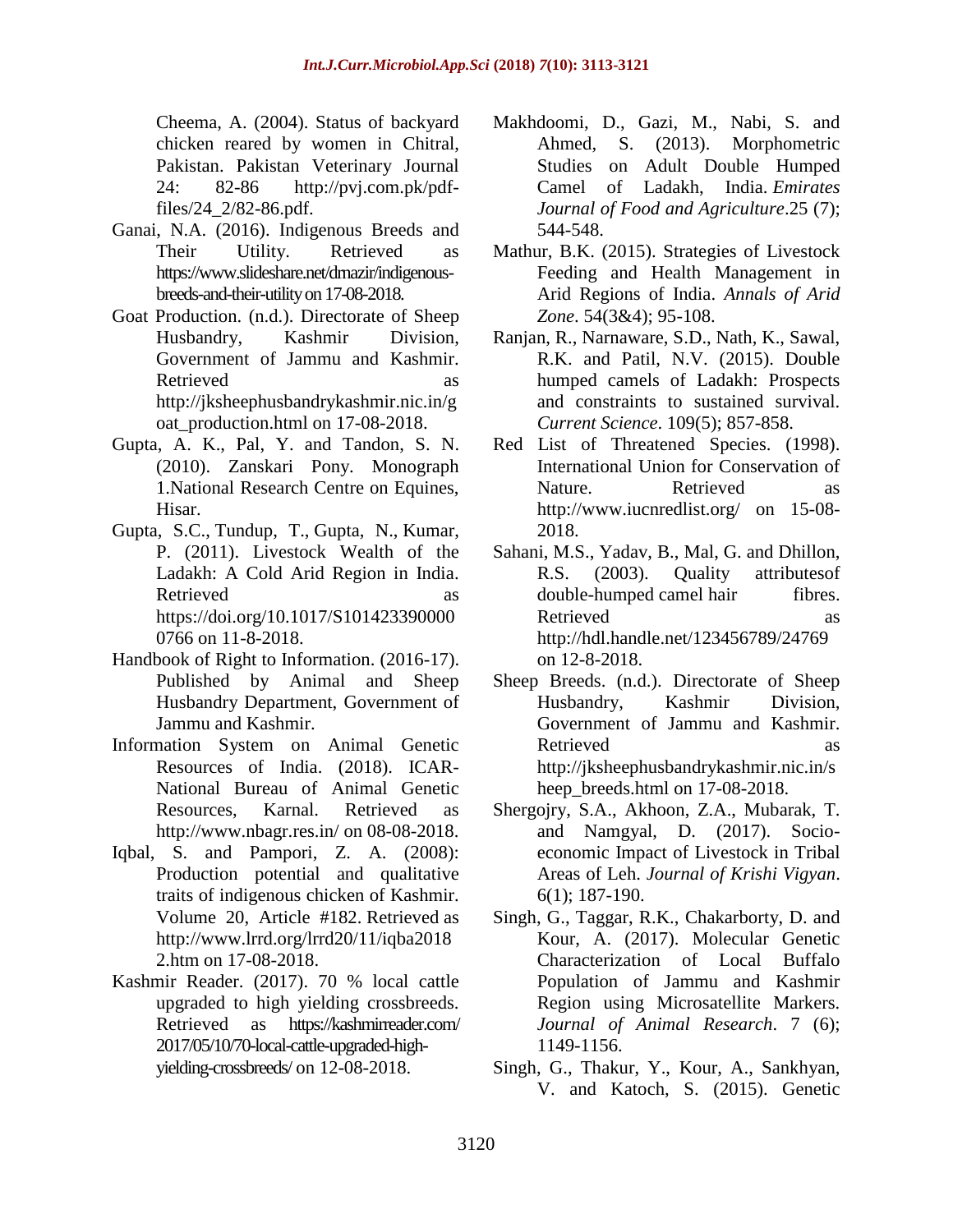Cheema, A. (2004). Status of backyard chicken reared by women in Chitral, Pakistan. Pakistan Veterinary Journal 24: 82-86 http://pvj.com.pk/pdf-files/24_2/82-86.pdf.

Ganai, N.A. (2016). Indigenous Breeds and Their Utility. Retrieved as https://www.slideshare.net/drnazir/indigenous-breeds-and-their-utility on 17-08-2018.

Goat Production. (n.d.). Directorate of Sheep Husbandry, Kashmir Division, Government of Jammu and Kashmir. Retrieved as http://jksheephusbandrykashmir.nic.in/goat_production.html on 17-08-2018.

Gupta, A. K., Pal, Y. and Tandon, S. N. (2010). Zanskari Pony. Monograph 1.National Research Centre on Equines, Hisar.

Gupta, S.C., Tundup, T., Gupta, N., Kumar, P. (2011). Livestock Wealth of the Ladakh: A Cold Arid Region in India. Retrieved as https://doi.org/10.1017/S1014233900000766 on 11-8-2018.

Handbook of Right to Information. (2016-17). Published by Animal and Sheep Husbandry Department, Government of Jammu and Kashmir.

Information System on Animal Genetic Resources of India. (2018). ICAR-National Bureau of Animal Genetic Resources, Karnal. Retrieved as http://www.nbagr.res.in/ on 08-08-2018.

Iqbal, S. and Pampori, Z. A. (2008): Production potential and qualitative traits of indigenous chicken of Kashmir. Volume 20, Article #182. Retrieved as http://www.lrrd.org/lrrd20/11/iqba20182.htm on 17-08-2018.

Kashmir Reader. (2017). 70 % local cattle upgraded to high yielding crossbreeds. Retrieved as https://kashmirreader.com/2017/05/10/70-local-cattle-upgraded-high-yielding-crossbreeds/ on 12-08-2018.

Makhdoomi, D., Gazi, M., Nabi, S. and Ahmed, S. (2013). Morphometric Studies on Adult Double Humped Camel of Ladakh, India. *Emirates Journal of Food and Agriculture*.25 (7); 544-548.

Mathur, B.K. (2015). Strategies of Livestock Feeding and Health Management in Arid Regions of India. *Annals of Arid Zone*. 54(3&4); 95-108.

Ranjan, R., Narnaware, S.D., Nath, K., Sawal, R.K. and Patil, N.V. (2015). Double humped camels of Ladakh: Prospects and constraints to sustained survival. *Current Science*. 109(5); 857-858.

Red List of Threatened Species. (1998). International Union for Conservation of Nature. Retrieved as http://www.iucnredlist.org/ on 15-08-2018.

Sahani, M.S., Yadav, B., Mal, G. and Dhillon, R.S. (2003). Quality attributesof double-humped camel hair fibres. Retrieved as http://hdl.handle.net/123456789/24769 on 12-8-2018.

Sheep Breeds. (n.d.). Directorate of Sheep Husbandry, Kashmir Division, Government of Jammu and Kashmir. Retrieved as http://jksheephusbandrykashmir.nic.in/sheep_breeds.html on 17-08-2018.

Shergojry, S.A., Akhoon, Z.A., Mubarak, T. and Namgyal, D. (2017). Socio-economic Impact of Livestock in Tribal Areas of Leh. *Journal of Krishi Vigyan*. 6(1); 187-190.

Singh, G., Taggar, R.K., Chakarborty, D. and Kour, A. (2017). Molecular Genetic Characterization of Local Buffalo Population of Jammu and Kashmir Region using Microsatellite Markers. *Journal of Animal Research*. 7 (6); 1149-1156.

Singh, G., Thakur, Y., Kour, A., Sankhyan, V. and Katoch, S. (2015). Genetic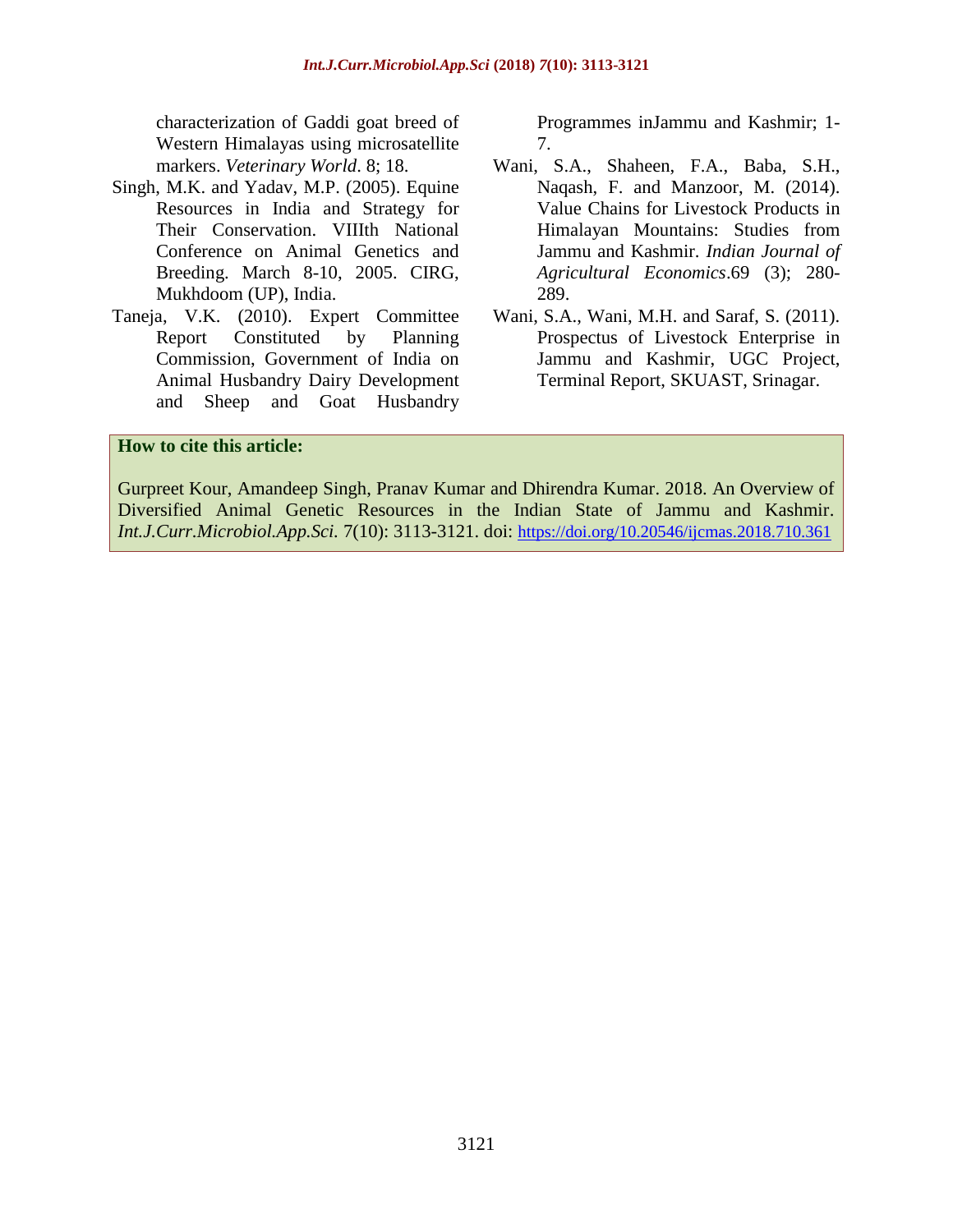characterization of Gaddi goat breed of Western Himalayas using microsatellite markers. *Veterinary World*. 8; 18.

Singh, M.K. and Yadav, M.P. (2005). Equine Resources in India and Strategy for Their Conservation. VIIIth National Conference on Animal Genetics and Breeding. March 8-10, 2005. CIRG, Mukhdoom (UP), India.

Taneja, V.K. (2010). Expert Committee Report Constituted by Planning Commission, Government of India on Animal Husbandry Dairy Development and Sheep and Goat Husbandry Programmes inJammu and Kashmir; 1-7.

Wani, S.A., Shaheen, F.A., Baba, S.H., Naqash, F. and Manzoor, M. (2014). Value Chains for Livestock Products in Himalayan Mountains: Studies from Jammu and Kashmir. *Indian Journal of Agricultural Economics*.69 (3); 280-289.

Wani, S.A., Wani, M.H. and Saraf, S. (2011). Prospectus of Livestock Enterprise in Jammu and Kashmir, UGC Project, Terminal Report, SKUAST, Srinagar.

**How to cite this article:**

Gurpreet Kour, Amandeep Singh, Pranav Kumar and Dhirendra Kumar. 2018. An Overview of Diversified Animal Genetic Resources in the Indian State of Jammu and Kashmir. *Int.J.Curr.Microbiol.App.Sci.* 7(10): 3113-3121. doi: https://doi.org/10.20546/ijcmas.2018.710.361